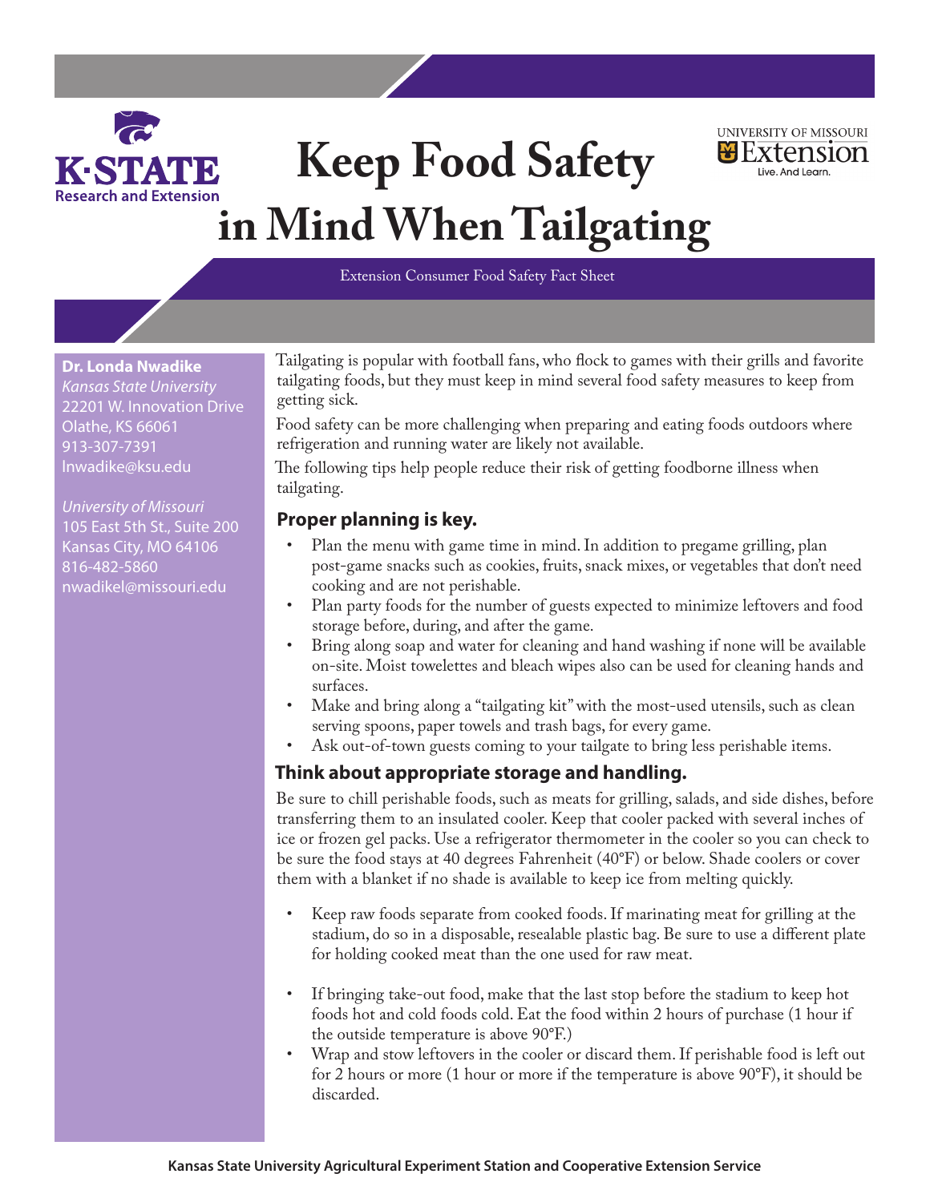K-STATE Research and Extension

UNIVERSITY OF MISSOURI Extension Live. And Learn.

# Keep Food Safety in Mind When Tailgating

Extension Consumer Food Safety Fact Sheet

**Dr. Londa Nwadike**
*Kansas State University*
22201 W. Innovation Drive
Olathe, KS 66061
913-307-7391
lnwadike@ksu.edu

*University of Missouri*
105 East 5th St., Suite 200
Kansas City, MO 64106
816-482-5860
nwadikel@missouri.edu

Tailgating is popular with football fans, who flock to games with their grills and favorite tailgating foods, but they must keep in mind several food safety measures to keep from getting sick.

Food safety can be more challenging when preparing and eating foods outdoors where refrigeration and running water are likely not available.

The following tips help people reduce their risk of getting foodborne illness when tailgating.

## Proper planning is key.

- Plan the menu with game time in mind. In addition to pregame grilling, plan post-game snacks such as cookies, fruits, snack mixes, or vegetables that don't need cooking and are not perishable.
- Plan party foods for the number of guests expected to minimize leftovers and food storage before, during, and after the game.
- Bring along soap and water for cleaning and hand washing if none will be available on-site. Moist towelettes and bleach wipes also can be used for cleaning hands and surfaces.
- Make and bring along a "tailgating kit" with the most-used utensils, such as clean serving spoons, paper towels and trash bags, for every game.
- Ask out-of-town guests coming to your tailgate to bring less perishable items.

## Think about appropriate storage and handling.

Be sure to chill perishable foods, such as meats for grilling, salads, and side dishes, before transferring them to an insulated cooler. Keep that cooler packed with several inches of ice or frozen gel packs. Use a refrigerator thermometer in the cooler so you can check to be sure the food stays at 40 degrees Fahrenheit (40°F) or below. Shade coolers or cover them with a blanket if no shade is available to keep ice from melting quickly.

- Keep raw foods separate from cooked foods. If marinating meat for grilling at the stadium, do so in a disposable, resealable plastic bag. Be sure to use a different plate for holding cooked meat than the one used for raw meat.
- If bringing take-out food, make that the last stop before the stadium to keep hot foods hot and cold foods cold. Eat the food within 2 hours of purchase (1 hour if the outside temperature is above 90°F.)
- Wrap and stow leftovers in the cooler or discard them. If perishable food is left out for 2 hours or more (1 hour or more if the temperature is above 90°F), it should be discarded.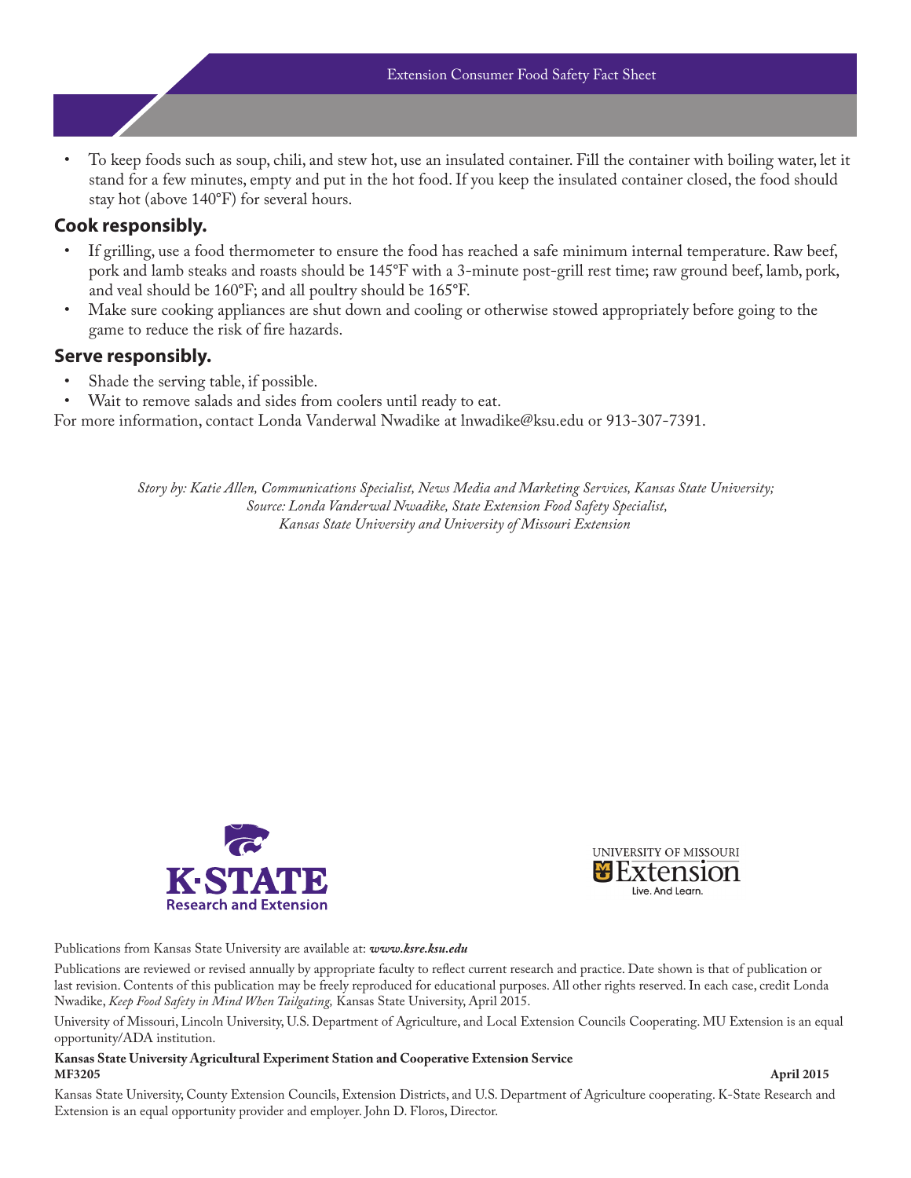- To keep foods such as soup, chili, and stew hot, use an insulated container. Fill the container with boiling water, let it stand for a few minutes, empty and put in the hot food. If you keep the insulated container closed, the food should stay hot (above 140°F) for several hours.

## Cook responsibly.

- If grilling, use a food thermometer to ensure the food has reached a safe minimum internal temperature. Raw beef, pork and lamb steaks and roasts should be 145°F with a 3-minute post-grill rest time; raw ground beef, lamb, pork, and veal should be 160°F; and all poultry should be 165°F.
- Make sure cooking appliances are shut down and cooling or otherwise stowed appropriately before going to the game to reduce the risk of fire hazards.

## Serve responsibly.

- Shade the serving table, if possible.
- Wait to remove salads and sides from coolers until ready to eat.

For more information, contact Londa Vanderwal Nwadike at lnwadike@ksu.edu or 913-307-7391.

*Story by: Katie Allen, Communications Specialist, News Media and Marketing Services, Kansas State University; Source: Londa Vanderwal Nwadike, State Extension Food Safety Specialist, Kansas State University and University of Missouri Extension*

K·STATE Research and Extension

UNIVERSITY OF MISSOURI Extension Live. And Learn.

Publications from Kansas State University are available at: ***www.ksre.ksu.edu***

Publications are reviewed or revised annually by appropriate faculty to reflect current research and practice. Date shown is that of publication or last revision. Contents of this publication may be freely reproduced for educational purposes. All other rights reserved. In each case, credit Londa Nwadike, *Keep Food Safety in Mind When Tailgating,* Kansas State University, April 2015.

University of Missouri, Lincoln University, U.S. Department of Agriculture, and Local Extension Councils Cooperating. MU Extension is an equal opportunity/ADA institution.

**Kansas State University Agricultural Experiment Station and Cooperative Extension Service**
**MF3205** **April 2015**

Kansas State University, County Extension Councils, Extension Districts, and U.S. Department of Agriculture cooperating. K-State Research and Extension is an equal opportunity provider and employer. John D. Floros, Director.